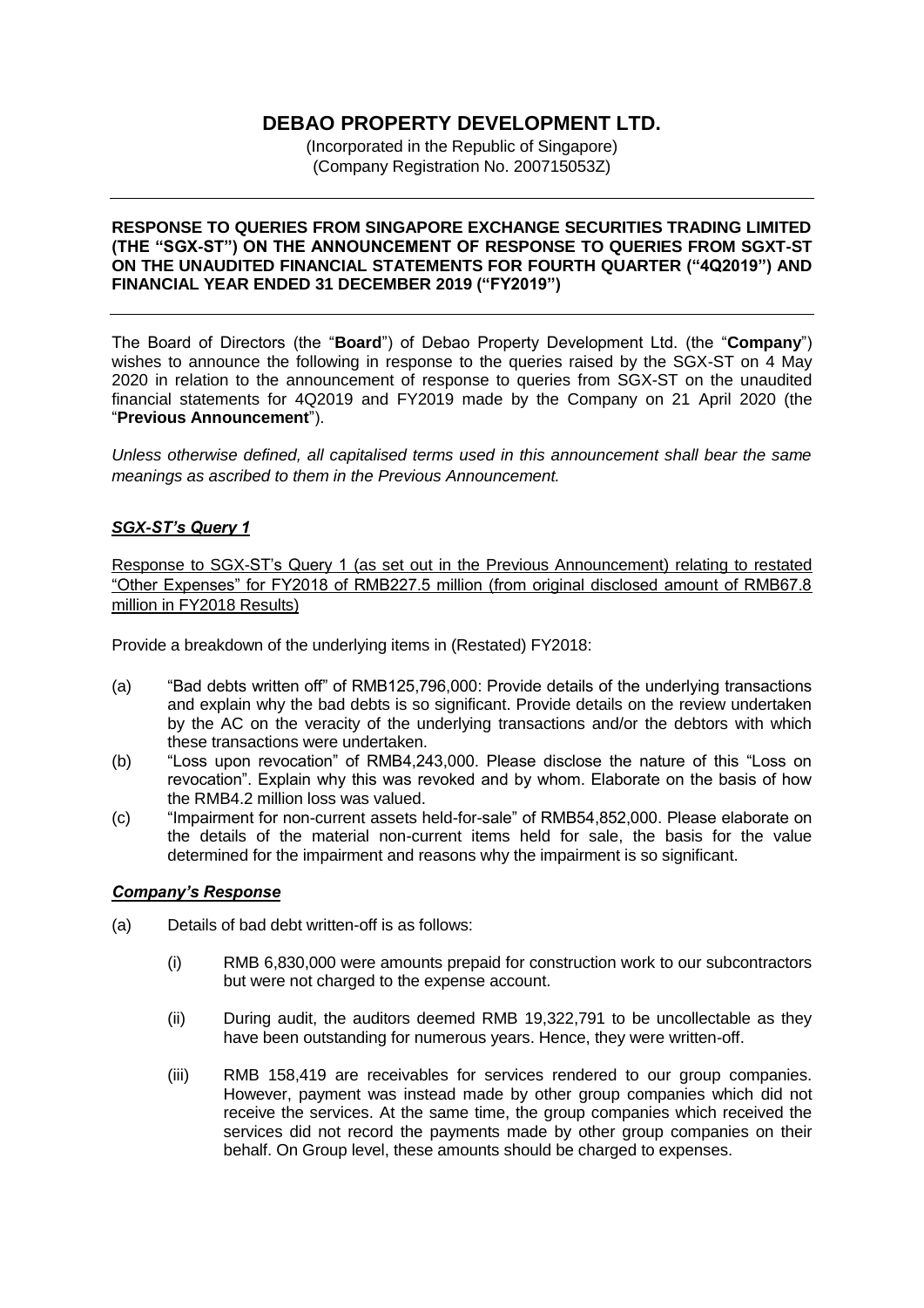# DEBAO PROPERTY DEVELOPMENT LTD.

(Incorporated in the Republic of Singapore)
(Company Registration No. 200715053Z)

---

**RESPONSE TO QUERIES FROM SINGAPORE EXCHANGE SECURITIES TRADING LIMITED (THE "SGX-ST") ON THE ANNOUNCEMENT OF RESPONSE TO QUERIES FROM SGXT-ST ON THE UNAUDITED FINANCIAL STATEMENTS FOR FOURTH QUARTER ("4Q2019") AND FINANCIAL YEAR ENDED 31 DECEMBER 2019 ("FY2019")**

---

The Board of Directors (the "**Board**") of Debao Property Development Ltd. (the "**Company**") wishes to announce the following in response to the queries raised by the SGX-ST on 4 May 2020 in relation to the announcement of response to queries from SGX-ST on the unaudited financial statements for 4Q2019 and FY2019 made by the Company on 21 April 2020 (the "**Previous Announcement**").

*Unless otherwise defined, all capitalised terms used in this announcement shall bear the same meanings as ascribed to them in the Previous Announcement.*

### ***SGX-ST's Query 1***

<u>Response to SGX-ST's Query 1 (as set out in the Previous Announcement) relating to restated "Other Expenses" for FY2018 of RMB227.5 million (from original disclosed amount of RMB67.8 million in FY2018 Results)</u>

Provide a breakdown of the underlying items in (Restated) FY2018:

(a) "Bad debts written off" of RMB125,796,000: Provide details of the underlying transactions and explain why the bad debts is so significant. Provide details on the review undertaken by the AC on the veracity of the underlying transactions and/or the debtors with which these transactions were undertaken.

(b) "Loss upon revocation" of RMB4,243,000. Please disclose the nature of this "Loss on revocation". Explain why this was revoked and by whom. Elaborate on the basis of how the RMB4.2 million loss was valued.

(c) "Impairment for non-current assets held-for-sale" of RMB54,852,000. Please elaborate on the details of the material non-current items held for sale, the basis for the value determined for the impairment and reasons why the impairment is so significant.

### ***Company's Response***

(a) Details of bad debt written-off is as follows:

   (i) RMB 6,830,000 were amounts prepaid for construction work to our subcontractors but were not charged to the expense account.

   (ii) During audit, the auditors deemed RMB 19,322,791 to be uncollectable as they have been outstanding for numerous years. Hence, they were written-off.

   (iii) RMB 158,419 are receivables for services rendered to our group companies. However, payment was instead made by other group companies which did not receive the services. At the same time, the group companies which received the services did not record the payments made by other group companies on their behalf. On Group level, these amounts should be charged to expenses.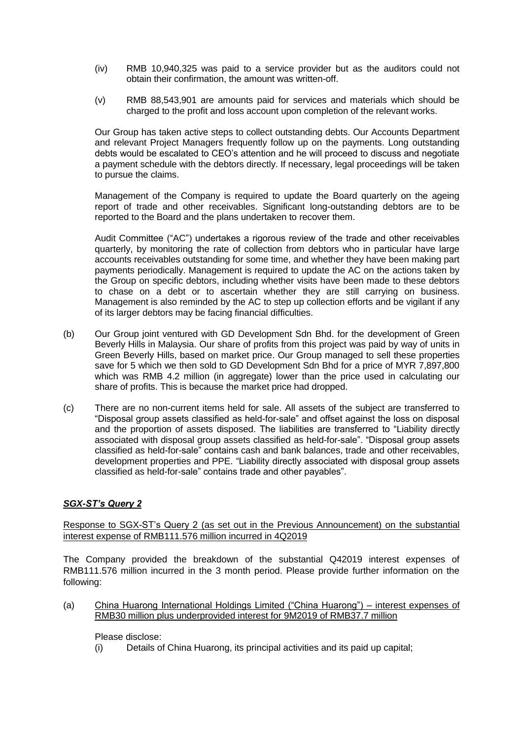(iv) RMB 10,940,325 was paid to a service provider but as the auditors could not obtain their confirmation, the amount was written-off.

(v) RMB 88,543,901 are amounts paid for services and materials which should be charged to the profit and loss account upon completion of the relevant works.

Our Group has taken active steps to collect outstanding debts. Our Accounts Department and relevant Project Managers frequently follow up on the payments. Long outstanding debts would be escalated to CEO's attention and he will proceed to discuss and negotiate a payment schedule with the debtors directly. If necessary, legal proceedings will be taken to pursue the claims.

Management of the Company is required to update the Board quarterly on the ageing report of trade and other receivables. Significant long-outstanding debtors are to be reported to the Board and the plans undertaken to recover them.

Audit Committee ("AC") undertakes a rigorous review of the trade and other receivables quarterly, by monitoring the rate of collection from debtors who in particular have large accounts receivables outstanding for some time, and whether they have been making part payments periodically. Management is required to update the AC on the actions taken by the Group on specific debtors, including whether visits have been made to these debtors to chase on a debt or to ascertain whether they are still carrying on business. Management is also reminded by the AC to step up collection efforts and be vigilant if any of its larger debtors may be facing financial difficulties.

(b) Our Group joint ventured with GD Development Sdn Bhd. for the development of Green Beverly Hills in Malaysia. Our share of profits from this project was paid by way of units in Green Beverly Hills, based on market price. Our Group managed to sell these properties save for 5 which we then sold to GD Development Sdn Bhd for a price of MYR 7,897,800 which was RMB 4.2 million (in aggregate) lower than the price used in calculating our share of profits. This is because the market price had dropped.

(c) There are no non-current items held for sale. All assets of the subject are transferred to "Disposal group assets classified as held-for-sale" and offset against the loss on disposal and the proportion of assets disposed. The liabilities are transferred to "Liability directly associated with disposal group assets classified as held-for-sale". "Disposal group assets classified as held-for-sale" contains cash and bank balances, trade and other receivables, development properties and PPE. "Liability directly associated with disposal group assets classified as held-for-sale" contains trade and other payables".

***SGX-ST's Query 2***

Response to SGX-ST's Query 2 (as set out in the Previous Announcement) on the substantial interest expense of RMB111.576 million incurred in 4Q2019

The Company provided the breakdown of the substantial Q42019 interest expenses of RMB111.576 million incurred in the 3 month period. Please provide further information on the following:

(a) China Huarong International Holdings Limited ("China Huarong") – interest expenses of RMB30 million plus underprovided interest for 9M2019 of RMB37.7 million

Please disclose:

(i) Details of China Huarong, its principal activities and its paid up capital;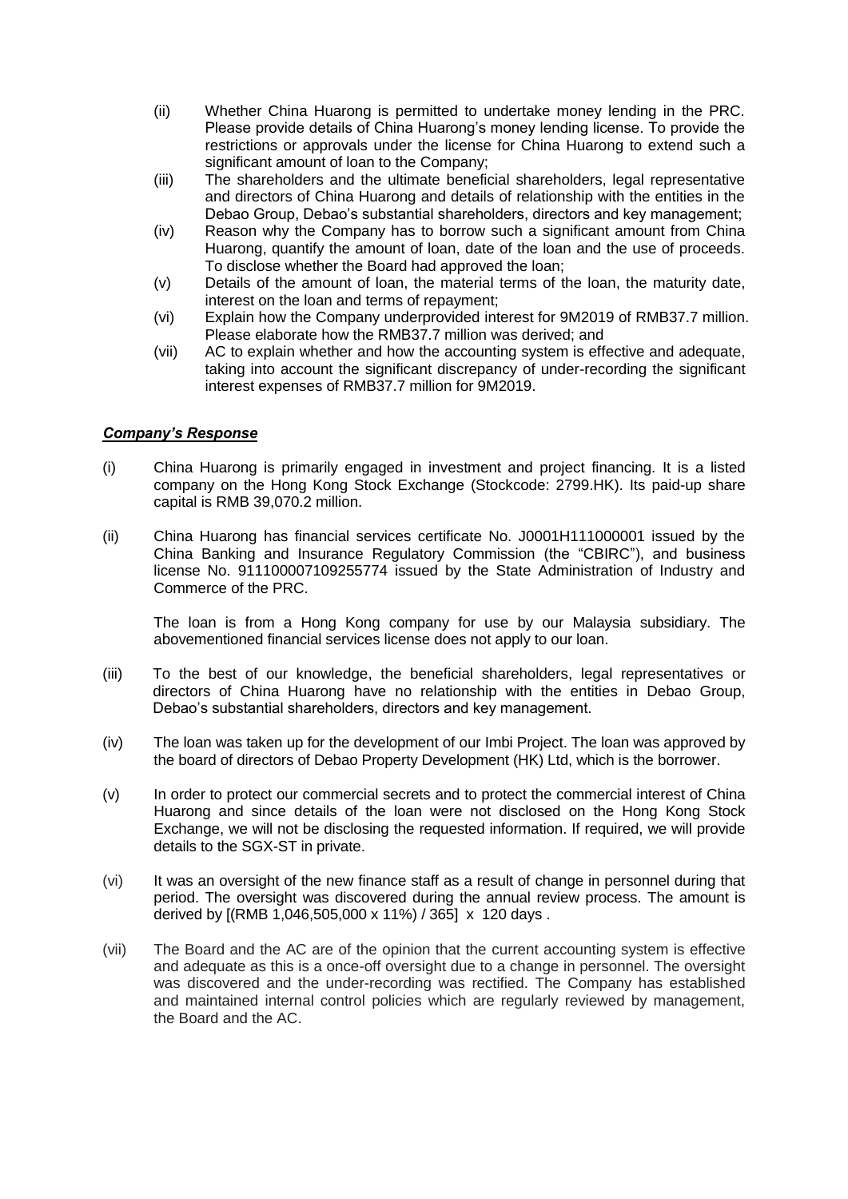(ii) Whether China Huarong is permitted to undertake money lending in the PRC. Please provide details of China Huarong's money lending license. To provide the restrictions or approvals under the license for China Huarong to extend such a significant amount of loan to the Company;

(iii) The shareholders and the ultimate beneficial shareholders, legal representative and directors of China Huarong and details of relationship with the entities in the Debao Group, Debao's substantial shareholders, directors and key management;

(iv) Reason why the Company has to borrow such a significant amount from China Huarong, quantify the amount of loan, date of the loan and the use of proceeds. To disclose whether the Board had approved the loan;

(v) Details of the amount of loan, the material terms of the loan, the maturity date, interest on the loan and terms of repayment;

(vi) Explain how the Company underprovided interest for 9M2019 of RMB37.7 million. Please elaborate how the RMB37.7 million was derived; and

(vii) AC to explain whether and how the accounting system is effective and adequate, taking into account the significant discrepancy of under-recording the significant interest expenses of RMB37.7 million for 9M2019.

***Company's Response***

(i) China Huarong is primarily engaged in investment and project financing. It is a listed company on the Hong Kong Stock Exchange (Stockcode: 2799.HK). Its paid-up share capital is RMB 39,070.2 million.

(ii) China Huarong has financial services certificate No. J0001H111000001 issued by the China Banking and Insurance Regulatory Commission (the "CBIRC"), and business license No. 911100007109255774 issued by the State Administration of Industry and Commerce of the PRC.

The loan is from a Hong Kong company for use by our Malaysia subsidiary. The abovementioned financial services license does not apply to our loan.

(iii) To the best of our knowledge, the beneficial shareholders, legal representatives or directors of China Huarong have no relationship with the entities in Debao Group, Debao's substantial shareholders, directors and key management.

(iv) The loan was taken up for the development of our Imbi Project. The loan was approved by the board of directors of Debao Property Development (HK) Ltd, which is the borrower.

(v) In order to protect our commercial secrets and to protect the commercial interest of China Huarong and since details of the loan were not disclosed on the Hong Kong Stock Exchange, we will not be disclosing the requested information. If required, we will provide details to the SGX-ST in private.

(vi) It was an oversight of the new finance staff as a result of change in personnel during that period. The oversight was discovered during the annual review process. The amount is derived by [(RMB 1,046,505,000 x 11%) / 365] x 120 days .

(vii) The Board and the AC are of the opinion that the current accounting system is effective and adequate as this is a once-off oversight due to a change in personnel. The oversight was discovered and the under-recording was rectified. The Company has established and maintained internal control policies which are regularly reviewed by management, the Board and the AC.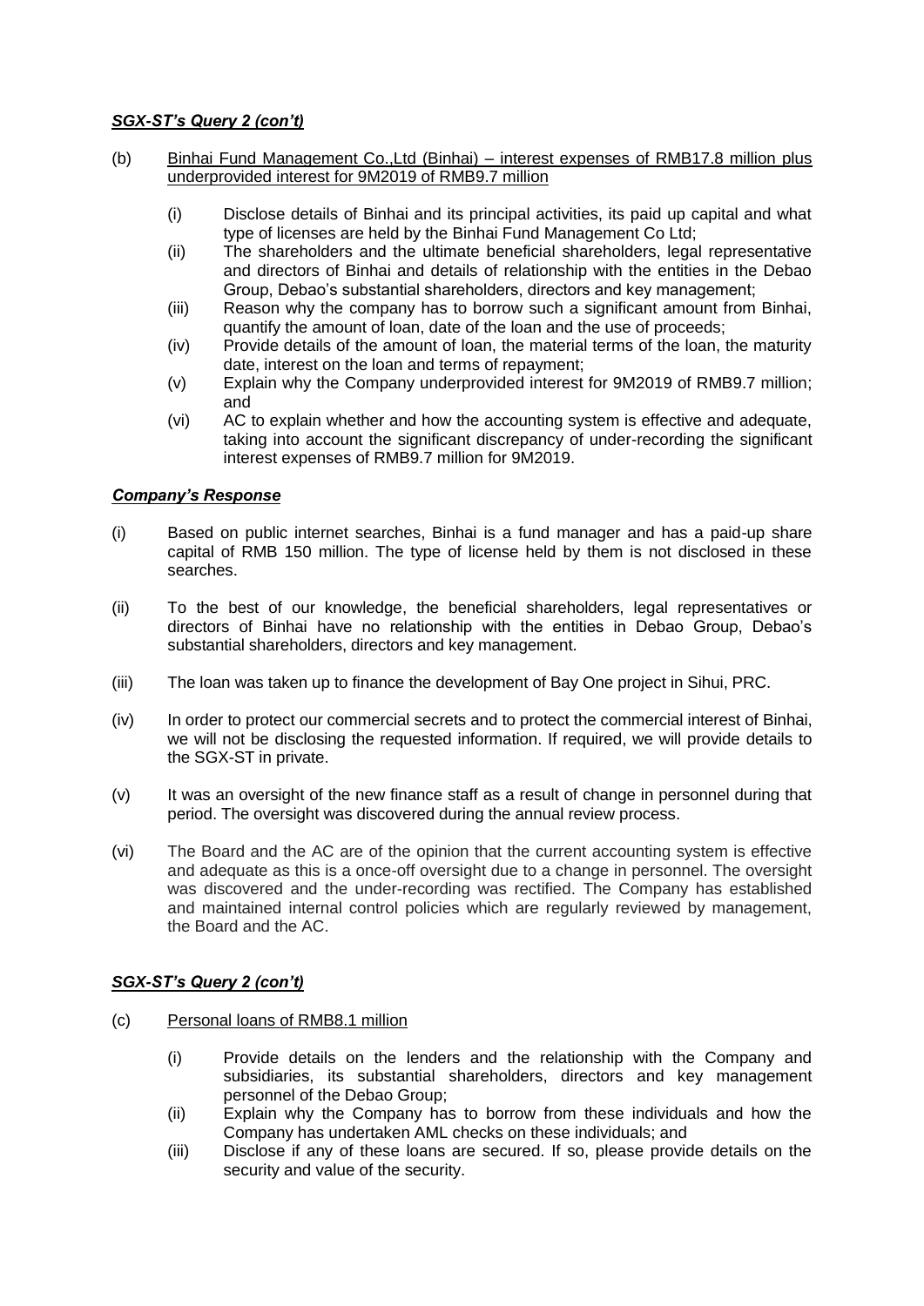***SGX-ST's Query 2 (con't)***

(b) <u>Binhai Fund Management Co.,Ltd (Binhai) – interest expenses of RMB17.8 million plus underprovided interest for 9M2019 of RMB9.7 million</u>

- (i) Disclose details of Binhai and its principal activities, its paid up capital and what type of licenses are held by the Binhai Fund Management Co Ltd;
- (ii) The shareholders and the ultimate beneficial shareholders, legal representative and directors of Binhai and details of relationship with the entities in the Debao Group, Debao's substantial shareholders, directors and key management;
- (iii) Reason why the company has to borrow such a significant amount from Binhai, quantify the amount of loan, date of the loan and the use of proceeds;
- (iv) Provide details of the amount of loan, the material terms of the loan, the maturity date, interest on the loan and terms of repayment;
- (v) Explain why the Company underprovided interest for 9M2019 of RMB9.7 million; and
- (vi) AC to explain whether and how the accounting system is effective and adequate, taking into account the significant discrepancy of under-recording the significant interest expenses of RMB9.7 million for 9M2019.

***Company's Response***

- (i) Based on public internet searches, Binhai is a fund manager and has a paid-up share capital of RMB 150 million. The type of license held by them is not disclosed in these searches.
- (ii) To the best of our knowledge, the beneficial shareholders, legal representatives or directors of Binhai have no relationship with the entities in Debao Group, Debao's substantial shareholders, directors and key management.
- (iii) The loan was taken up to finance the development of Bay One project in Sihui, PRC.
- (iv) In order to protect our commercial secrets and to protect the commercial interest of Binhai, we will not be disclosing the requested information. If required, we will provide details to the SGX-ST in private.
- (v) It was an oversight of the new finance staff as a result of change in personnel during that period. The oversight was discovered during the annual review process.
- (vi) The Board and the AC are of the opinion that the current accounting system is effective and adequate as this is a once-off oversight due to a change in personnel. The oversight was discovered and the under-recording was rectified. The Company has established and maintained internal control policies which are regularly reviewed by management, the Board and the AC.

***SGX-ST's Query 2 (con't)***

(c) <u>Personal loans of RMB8.1 million</u>

- (i) Provide details on the lenders and the relationship with the Company and subsidiaries, its substantial shareholders, directors and key management personnel of the Debao Group;
- (ii) Explain why the Company has to borrow from these individuals and how the Company has undertaken AML checks on these individuals; and
- (iii) Disclose if any of these loans are secured. If so, please provide details on the security and value of the security.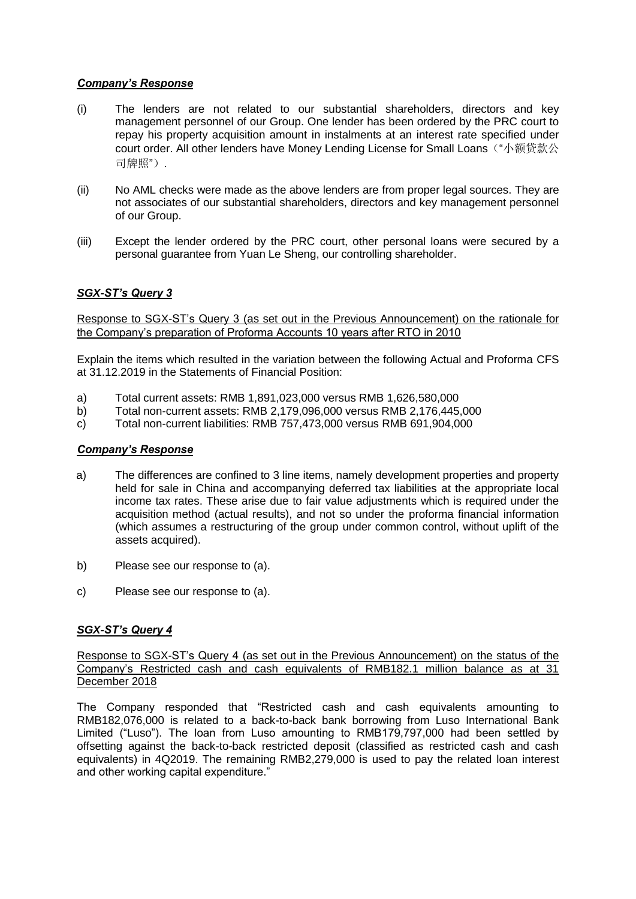***Company's Response***

(i) The lenders are not related to our substantial shareholders, directors and key management personnel of our Group. One lender has been ordered by the PRC court to repay his property acquisition amount in instalments at an interest rate specified under court order. All other lenders have Money Lending License for Small Loans（"小额贷款公司牌照"）.

(ii) No AML checks were made as the above lenders are from proper legal sources. They are not associates of our substantial shareholders, directors and key management personnel of our Group.

(iii) Except the lender ordered by the PRC court, other personal loans were secured by a personal guarantee from Yuan Le Sheng, our controlling shareholder.

***SGX-ST's Query 3***

Response to SGX-ST's Query 3 (as set out in the Previous Announcement) on the rationale for the Company's preparation of Proforma Accounts 10 years after RTO in 2010

Explain the items which resulted in the variation between the following Actual and Proforma CFS at 31.12.2019 in the Statements of Financial Position:

a) Total current assets: RMB 1,891,023,000 versus RMB 1,626,580,000
b) Total non-current assets: RMB 2,179,096,000 versus RMB 2,176,445,000
c) Total non-current liabilities: RMB 757,473,000 versus RMB 691,904,000

***Company's Response***

a) The differences are confined to 3 line items, namely development properties and property held for sale in China and accompanying deferred tax liabilities at the appropriate local income tax rates. These arise due to fair value adjustments which is required under the acquisition method (actual results), and not so under the proforma financial information (which assumes a restructuring of the group under common control, without uplift of the assets acquired).

b) Please see our response to (a).

c) Please see our response to (a).

***SGX-ST's Query 4***

Response to SGX-ST's Query 4 (as set out in the Previous Announcement) on the status of the Company's Restricted cash and cash equivalents of RMB182.1 million balance as at 31 December 2018

The Company responded that "Restricted cash and cash equivalents amounting to RMB182,076,000 is related to a back-to-back bank borrowing from Luso International Bank Limited ("Luso"). The loan from Luso amounting to RMB179,797,000 had been settled by offsetting against the back-to-back restricted deposit (classified as restricted cash and cash equivalents) in 4Q2019. The remaining RMB2,279,000 is used to pay the related loan interest and other working capital expenditure."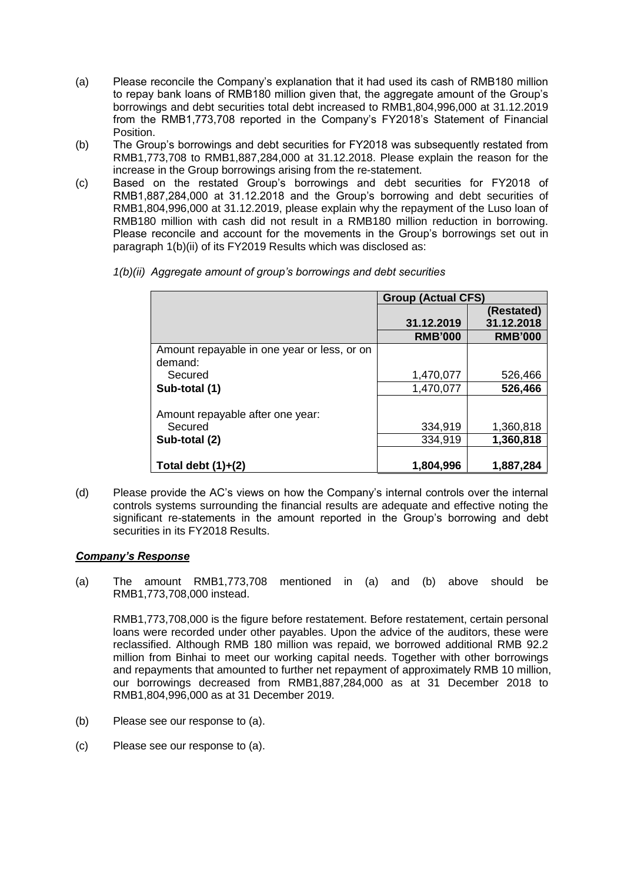(a) Please reconcile the Company's explanation that it had used its cash of RMB180 million to repay bank loans of RMB180 million given that, the aggregate amount of the Group's borrowings and debt securities total debt increased to RMB1,804,996,000 at 31.12.2019 from the RMB1,773,708 reported in the Company's FY2018's Statement of Financial Position.

(b) The Group's borrowings and debt securities for FY2018 was subsequently restated from RMB1,773,708 to RMB1,887,284,000 at 31.12.2018. Please explain the reason for the increase in the Group borrowings arising from the re-statement.

(c) Based on the restated Group's borrowings and debt securities for FY2018 of RMB1,887,284,000 at 31.12.2018 and the Group's borrowing and debt securities of RMB1,804,996,000 at 31.12.2019, please explain why the repayment of the Luso loan of RMB180 million with cash did not result in a RMB180 million reduction in borrowing. Please reconcile and account for the movements in the Group's borrowings set out in paragraph 1(b)(ii) of its FY2019 Results which was disclosed as:

*1(b)(ii) Aggregate amount of group's borrowings and debt securities*

| | **Group (Actual CFS)** | |
|---|---|---|
| | **31.12.2019** | **(Restated) 31.12.2018** |
| | **RMB'000** | **RMB'000** |
| Amount repayable in one year or less, or on demand: | | |
| Secured | 1,470,077 | 526,466 |
| **Sub-total (1)** | 1,470,077 | **526,466** |
| Amount repayable after one year: | | |
| Secured | 334,919 | 1,360,818 |
| **Sub-total (2)** | 334,919 | **1,360,818** |
| **Total debt (1)+(2)** | **1,804,996** | **1,887,284** |

(d) Please provide the AC's views on how the Company's internal controls over the internal controls systems surrounding the financial results are adequate and effective noting the significant re-statements in the amount reported in the Group's borrowing and debt securities in its FY2018 Results.

***Company's Response***

(a) The amount RMB1,773,708 mentioned in (a) and (b) above should be RMB1,773,708,000 instead.

RMB1,773,708,000 is the figure before restatement. Before restatement, certain personal loans were recorded under other payables. Upon the advice of the auditors, these were reclassified. Although RMB 180 million was repaid, we borrowed additional RMB 92.2 million from Binhai to meet our working capital needs. Together with other borrowings and repayments that amounted to further net repayment of approximately RMB 10 million, our borrowings decreased from RMB1,887,284,000 as at 31 December 2018 to RMB1,804,996,000 as at 31 December 2019.

(b) Please see our response to (a).

(c) Please see our response to (a).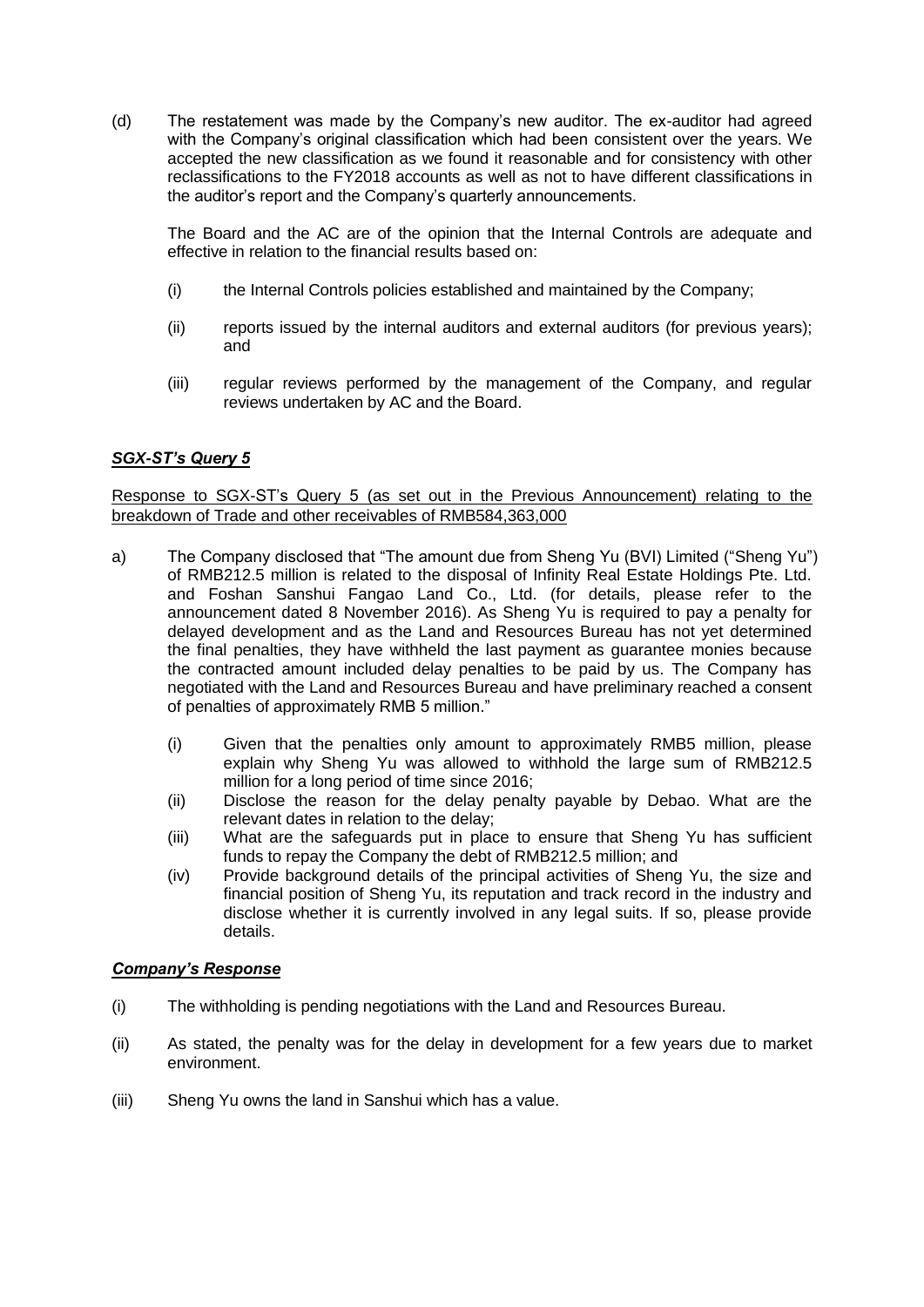(d) The restatement was made by the Company's new auditor. The ex-auditor had agreed with the Company's original classification which had been consistent over the years. We accepted the new classification as we found it reasonable and for consistency with other reclassifications to the FY2018 accounts as well as not to have different classifications in the auditor's report and the Company's quarterly announcements.

The Board and the AC are of the opinion that the Internal Controls are adequate and effective in relation to the financial results based on:

(i) the Internal Controls policies established and maintained by the Company;

(ii) reports issued by the internal auditors and external auditors (for previous years); and

(iii) regular reviews performed by the management of the Company, and regular reviews undertaken by AC and the Board.

***SGX-ST's Query 5***

Response to SGX-ST's Query 5 (as set out in the Previous Announcement) relating to the breakdown of Trade and other receivables of RMB584,363,000

a) The Company disclosed that "The amount due from Sheng Yu (BVI) Limited ("Sheng Yu") of RMB212.5 million is related to the disposal of Infinity Real Estate Holdings Pte. Ltd. and Foshan Sanshui Fangao Land Co., Ltd. (for details, please refer to the announcement dated 8 November 2016). As Sheng Yu is required to pay a penalty for delayed development and as the Land and Resources Bureau has not yet determined the final penalties, they have withheld the last payment as guarantee monies because the contracted amount included delay penalties to be paid by us. The Company has negotiated with the Land and Resources Bureau and have preliminary reached a consent of penalties of approximately RMB 5 million."

   (i) Given that the penalties only amount to approximately RMB5 million, please explain why Sheng Yu was allowed to withhold the large sum of RMB212.5 million for a long period of time since 2016;

   (ii) Disclose the reason for the delay penalty payable by Debao. What are the relevant dates in relation to the delay;

   (iii) What are the safeguards put in place to ensure that Sheng Yu has sufficient funds to repay the Company the debt of RMB212.5 million; and

   (iv) Provide background details of the principal activities of Sheng Yu, the size and financial position of Sheng Yu, its reputation and track record in the industry and disclose whether it is currently involved in any legal suits. If so, please provide details.

***Company's Response***

(i) The withholding is pending negotiations with the Land and Resources Bureau.

(ii) As stated, the penalty was for the delay in development for a few years due to market environment.

(iii) Sheng Yu owns the land in Sanshui which has a value.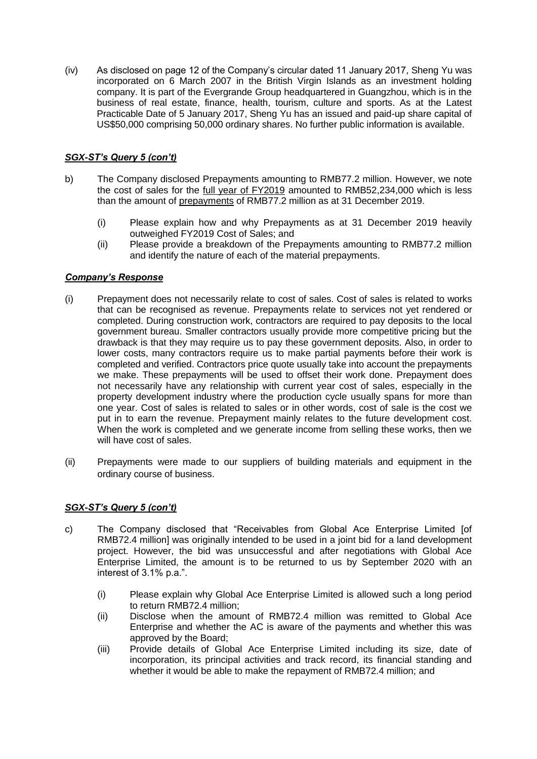(iv) As disclosed on page 12 of the Company's circular dated 11 January 2017, Sheng Yu was incorporated on 6 March 2007 in the British Virgin Islands as an investment holding company. It is part of the Evergrande Group headquartered in Guangzhou, which is in the business of real estate, finance, health, tourism, culture and sports. As at the Latest Practicable Date of 5 January 2017, Sheng Yu has an issued and paid-up share capital of US$50,000 comprising 50,000 ordinary shares. No further public information is available.

***SGX-ST's Query 5 (con't)***

b) The Company disclosed Prepayments amounting to RMB77.2 million. However, we note the cost of sales for the <u>full year of FY2019</u> amounted to RMB52,234,000 which is less than the amount of <u>prepayments</u> of RMB77.2 million as at 31 December 2019.

   (i) Please explain how and why Prepayments as at 31 December 2019 heavily outweighed FY2019 Cost of Sales; and

   (ii) Please provide a breakdown of the Prepayments amounting to RMB77.2 million and identify the nature of each of the material prepayments.

***Company's Response***

(i) Prepayment does not necessarily relate to cost of sales. Cost of sales is related to works that can be recognised as revenue. Prepayments relate to services not yet rendered or completed. During construction work, contractors are required to pay deposits to the local government bureau. Smaller contractors usually provide more competitive pricing but the drawback is that they may require us to pay these government deposits. Also, in order to lower costs, many contractors require us to make partial payments before their work is completed and verified. Contractors price quote usually take into account the prepayments we make. These prepayments will be used to offset their work done. Prepayment does not necessarily have any relationship with current year cost of sales, especially in the property development industry where the production cycle usually spans for more than one year. Cost of sales is related to sales or in other words, cost of sale is the cost we put in to earn the revenue. Prepayment mainly relates to the future development cost. When the work is completed and we generate income from selling these works, then we will have cost of sales.

(ii) Prepayments were made to our suppliers of building materials and equipment in the ordinary course of business.

***SGX-ST's Query 5 (con't)***

c) The Company disclosed that "Receivables from Global Ace Enterprise Limited [of RMB72.4 million] was originally intended to be used in a joint bid for a land development project. However, the bid was unsuccessful and after negotiations with Global Ace Enterprise Limited, the amount is to be returned to us by September 2020 with an interest of 3.1% p.a.".

   (i) Please explain why Global Ace Enterprise Limited is allowed such a long period to return RMB72.4 million;

   (ii) Disclose when the amount of RMB72.4 million was remitted to Global Ace Enterprise and whether the AC is aware of the payments and whether this was approved by the Board;

   (iii) Provide details of Global Ace Enterprise Limited including its size, date of incorporation, its principal activities and track record, its financial standing and whether it would be able to make the repayment of RMB72.4 million; and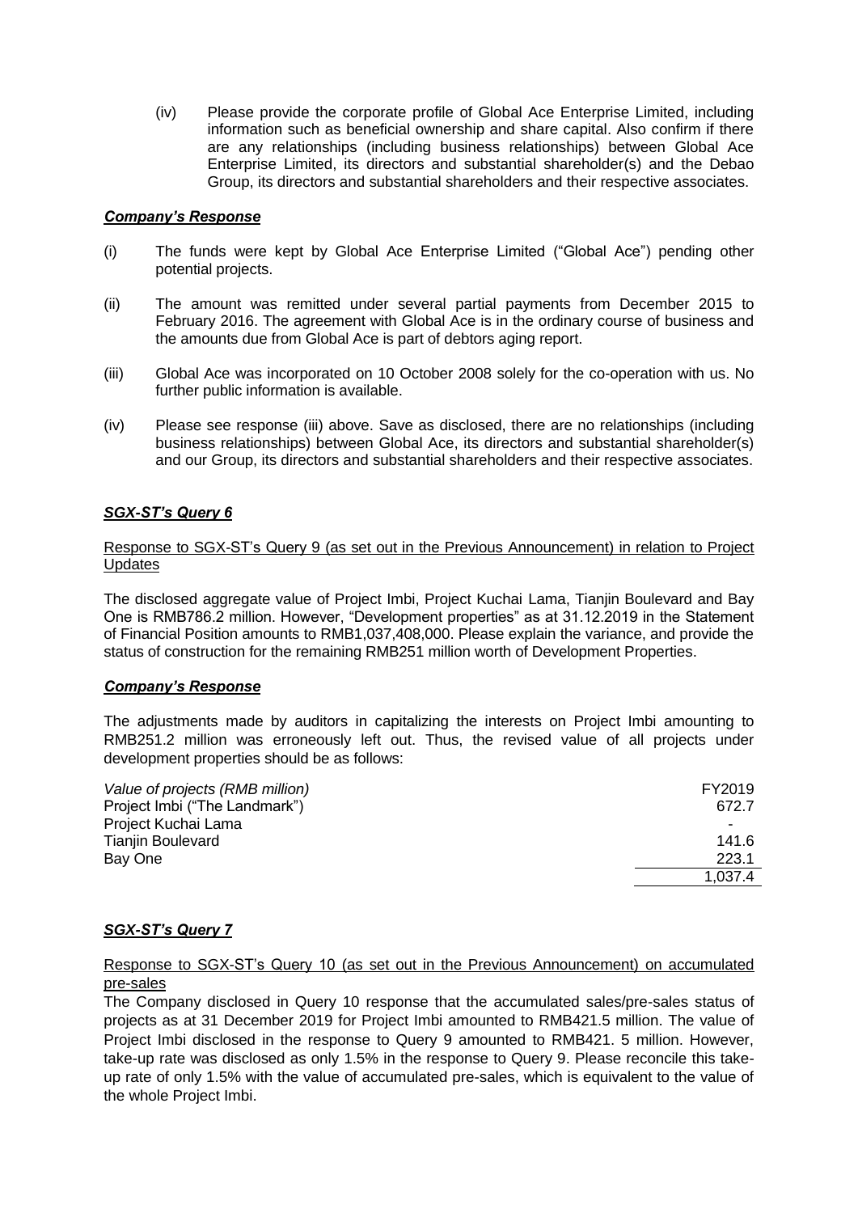(iv) Please provide the corporate profile of Global Ace Enterprise Limited, including information such as beneficial ownership and share capital. Also confirm if there are any relationships (including business relationships) between Global Ace Enterprise Limited, its directors and substantial shareholder(s) and the Debao Group, its directors and substantial shareholders and their respective associates.

***Company's Response***

(i) The funds were kept by Global Ace Enterprise Limited ("Global Ace") pending other potential projects.

(ii) The amount was remitted under several partial payments from December 2015 to February 2016. The agreement with Global Ace is in the ordinary course of business and the amounts due from Global Ace is part of debtors aging report.

(iii) Global Ace was incorporated on 10 October 2008 solely for the co-operation with us. No further public information is available.

(iv) Please see response (iii) above. Save as disclosed, there are no relationships (including business relationships) between Global Ace, its directors and substantial shareholder(s) and our Group, its directors and substantial shareholders and their respective associates.

***SGX-ST's Query 6***

Response to SGX-ST's Query 9 (as set out in the Previous Announcement) in relation to Project Updates

The disclosed aggregate value of Project Imbi, Project Kuchai Lama, Tianjin Boulevard and Bay One is RMB786.2 million. However, "Development properties" as at 31.12.2019 in the Statement of Financial Position amounts to RMB1,037,408,000. Please explain the variance, and provide the status of construction for the remaining RMB251 million worth of Development Properties.

***Company's Response***

The adjustments made by auditors in capitalizing the interests on Project Imbi amounting to RMB251.2 million was erroneously left out. Thus, the revised value of all projects under development properties should be as follows:

| *Value of projects (RMB million)* | FY2019 |
|---|---|
| Project Imbi ("The Landmark") | 672.7 |
| Project Kuchai Lama | - |
| Tianjin Boulevard | 141.6 |
| Bay One | 223.1 |
| | 1,037.4 |

***SGX-ST's Query 7***

Response to SGX-ST's Query 10 (as set out in the Previous Announcement) on accumulated pre-sales

The Company disclosed in Query 10 response that the accumulated sales/pre-sales status of projects as at 31 December 2019 for Project Imbi amounted to RMB421.5 million. The value of Project Imbi disclosed in the response to Query 9 amounted to RMB421. 5 million. However, take-up rate was disclosed as only 1.5% in the response to Query 9. Please reconcile this take-up rate of only 1.5% with the value of accumulated pre-sales, which is equivalent to the value of the whole Project Imbi.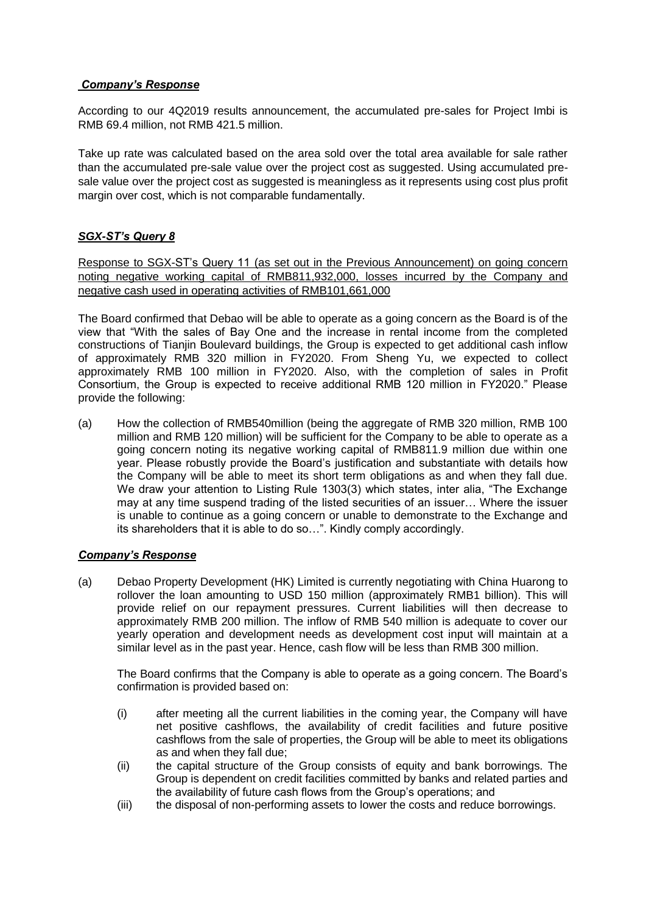***Company's Response***

According to our 4Q2019 results announcement, the accumulated pre-sales for Project Imbi is RMB 69.4 million, not RMB 421.5 million.

Take up rate was calculated based on the area sold over the total area available for sale rather than the accumulated pre-sale value over the project cost as suggested. Using accumulated pre-sale value over the project cost as suggested is meaningless as it represents using cost plus profit margin over cost, which is not comparable fundamentally.

***SGX-ST's Query 8***

Response to SGX-ST's Query 11 (as set out in the Previous Announcement) on going concern noting negative working capital of RMB811,932,000, losses incurred by the Company and negative cash used in operating activities of RMB101,661,000

The Board confirmed that Debao will be able to operate as a going concern as the Board is of the view that "With the sales of Bay One and the increase in rental income from the completed constructions of Tianjin Boulevard buildings, the Group is expected to get additional cash inflow of approximately RMB 320 million in FY2020. From Sheng Yu, we expected to collect approximately RMB 100 million in FY2020. Also, with the completion of sales in Profit Consortium, the Group is expected to receive additional RMB 120 million in FY2020." Please provide the following:

(a) How the collection of RMB540million (being the aggregate of RMB 320 million, RMB 100 million and RMB 120 million) will be sufficient for the Company to be able to operate as a going concern noting its negative working capital of RMB811.9 million due within one year. Please robustly provide the Board's justification and substantiate with details how the Company will be able to meet its short term obligations as and when they fall due. We draw your attention to Listing Rule 1303(3) which states, inter alia, "The Exchange may at any time suspend trading of the listed securities of an issuer… Where the issuer is unable to continue as a going concern or unable to demonstrate to the Exchange and its shareholders that it is able to do so…". Kindly comply accordingly.

***Company's Response***

(a) Debao Property Development (HK) Limited is currently negotiating with China Huarong to rollover the loan amounting to USD 150 million (approximately RMB1 billion). This will provide relief on our repayment pressures. Current liabilities will then decrease to approximately RMB 200 million. The inflow of RMB 540 million is adequate to cover our yearly operation and development needs as development cost input will maintain at a similar level as in the past year. Hence, cash flow will be less than RMB 300 million.

The Board confirms that the Company is able to operate as a going concern. The Board's confirmation is provided based on:

(i) after meeting all the current liabilities in the coming year, the Company will have net positive cashflows, the availability of credit facilities and future positive cashflows from the sale of properties, the Group will be able to meet its obligations as and when they fall due;

(ii) the capital structure of the Group consists of equity and bank borrowings. The Group is dependent on credit facilities committed by banks and related parties and the availability of future cash flows from the Group's operations; and

(iii) the disposal of non-performing assets to lower the costs and reduce borrowings.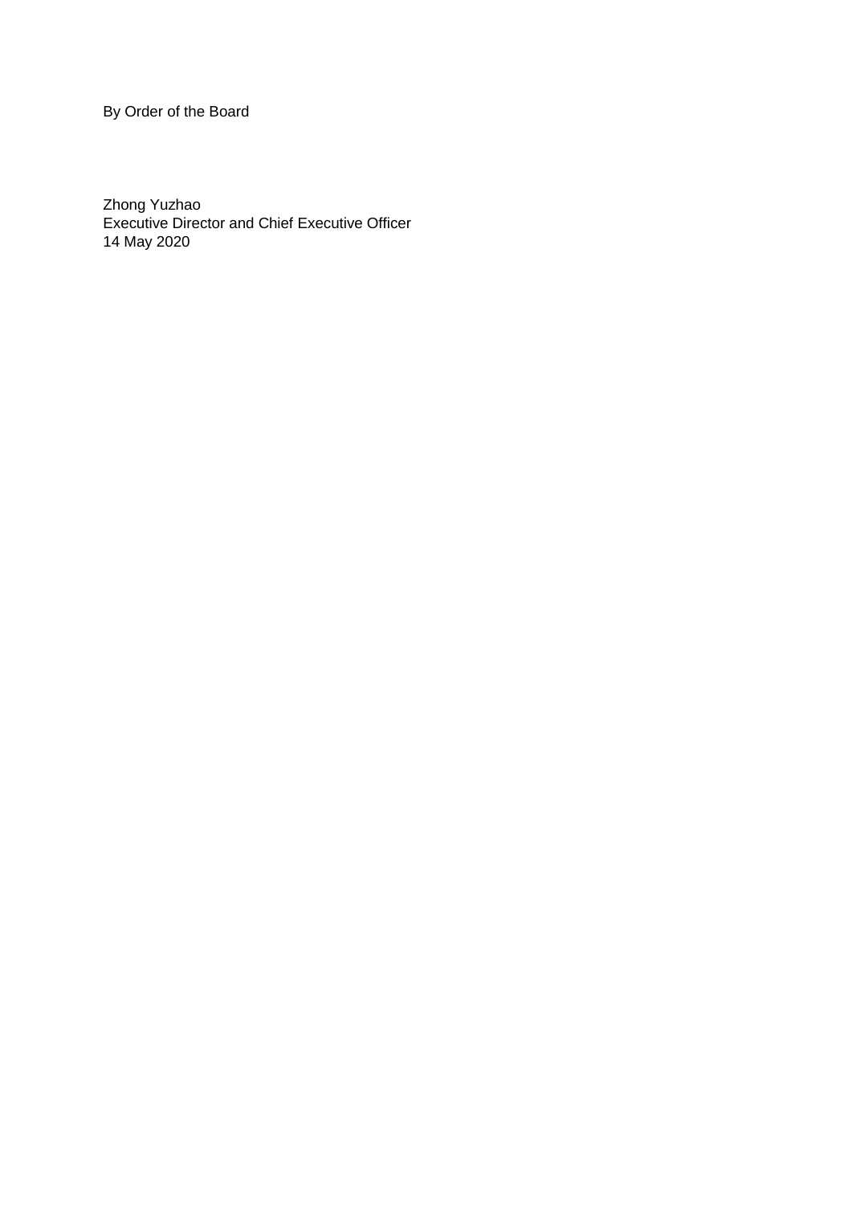By Order of the Board

Zhong Yuzhao
Executive Director and Chief Executive Officer
14 May 2020